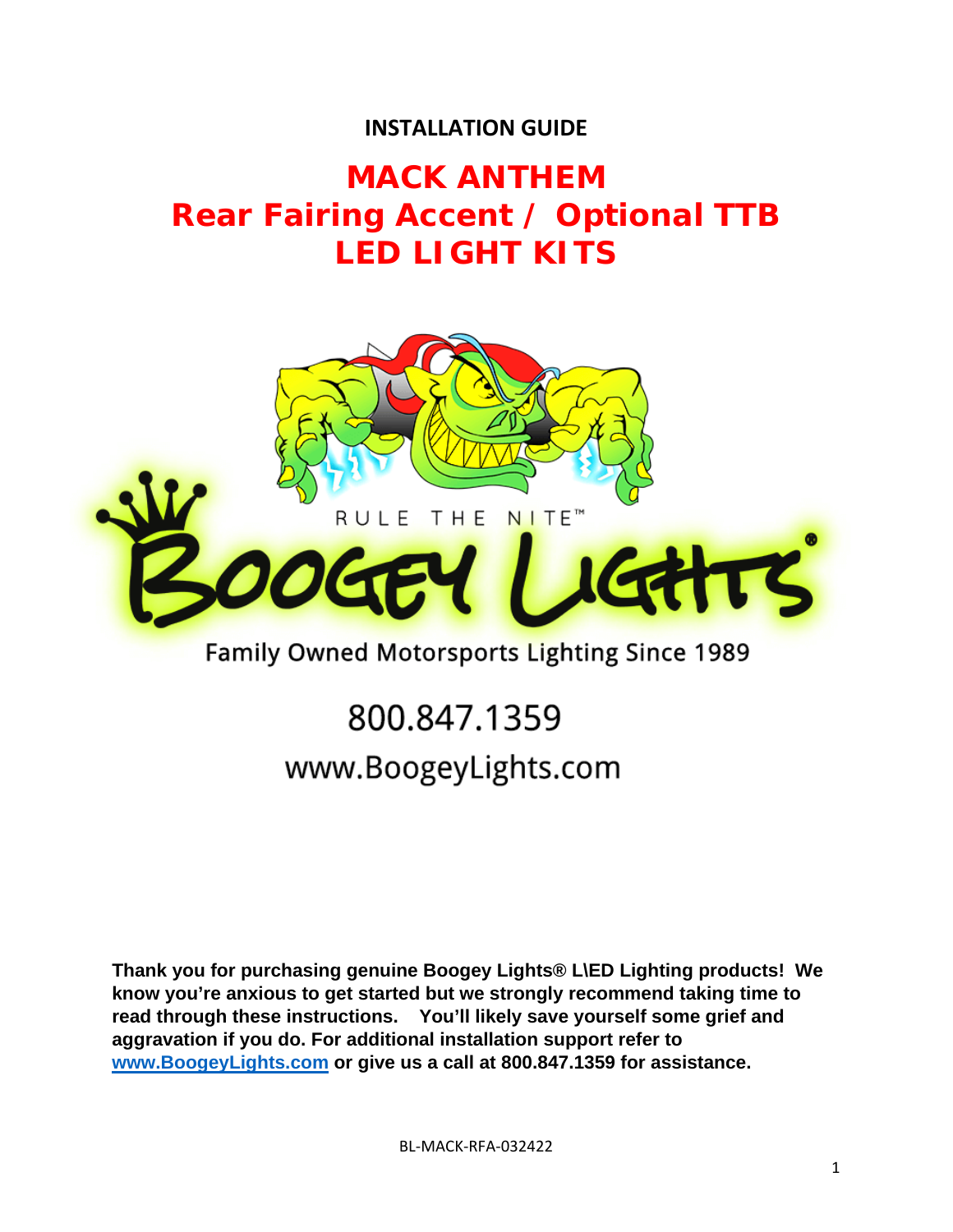**INSTALLATION GUIDE**

# MACK ANTHEM
# Rear Fairing Accent / Optional TTB
# LED LIGHT KITS

RULE THE NITE™

BOOGEY LIGHTS®

Family Owned Motorsports Lighting Since 1989

800.847.1359

www.BoogeyLights.com

**Thank you for purchasing genuine Boogey Lights® L\ED Lighting products! We know you're anxious to get started but we strongly recommend taking time to read through these instructions. You'll likely save yourself some grief and aggravation if you do. For additional installation support refer to [www.BoogeyLights.com](http://www.BoogeyLights.com) or give us a call at 800.847.1359 for assistance.**

BL-MACK-RFA-032422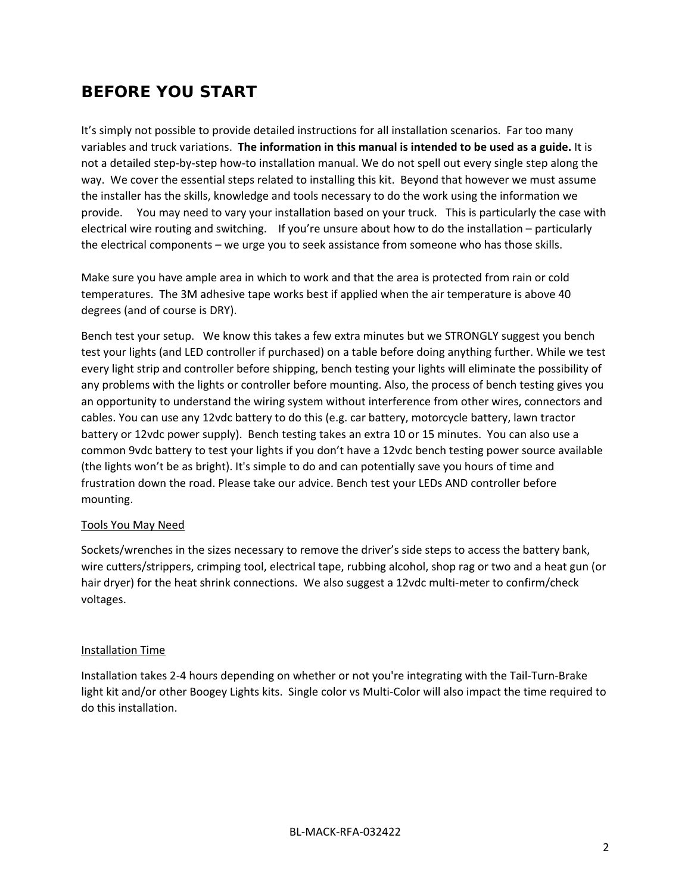# BEFORE YOU START

It's simply not possible to provide detailed instructions for all installation scenarios. Far too many variables and truck variations. **The information in this manual is intended to be used as a guide.** It is not a detailed step-by-step how-to installation manual. We do not spell out every single step along the way. We cover the essential steps related to installing this kit. Beyond that however we must assume the installer has the skills, knowledge and tools necessary to do the work using the information we provide. You may need to vary your installation based on your truck. This is particularly the case with electrical wire routing and switching. If you're unsure about how to do the installation – particularly the electrical components – we urge you to seek assistance from someone who has those skills.

Make sure you have ample area in which to work and that the area is protected from rain or cold temperatures. The 3M adhesive tape works best if applied when the air temperature is above 40 degrees (and of course is DRY).

Bench test your setup. We know this takes a few extra minutes but we STRONGLY suggest you bench test your lights (and LED controller if purchased) on a table before doing anything further. While we test every light strip and controller before shipping, bench testing your lights will eliminate the possibility of any problems with the lights or controller before mounting. Also, the process of bench testing gives you an opportunity to understand the wiring system without interference from other wires, connectors and cables. You can use any 12vdc battery to do this (e.g. car battery, motorcycle battery, lawn tractor battery or 12vdc power supply). Bench testing takes an extra 10 or 15 minutes. You can also use a common 9vdc battery to test your lights if you don't have a 12vdc bench testing power source available (the lights won't be as bright). It's simple to do and can potentially save you hours of time and frustration down the road. Please take our advice. Bench test your LEDs AND controller before mounting.

<u>Tools You May Need</u>

Sockets/wrenches in the sizes necessary to remove the driver's side steps to access the battery bank, wire cutters/strippers, crimping tool, electrical tape, rubbing alcohol, shop rag or two and a heat gun (or hair dryer) for the heat shrink connections. We also suggest a 12vdc multi-meter to confirm/check voltages.

<u>Installation Time</u>

Installation takes 2-4 hours depending on whether or not you're integrating with the Tail-Turn-Brake light kit and/or other Boogey Lights kits. Single color vs Multi-Color will also impact the time required to do this installation.

BL-MACK-RFA-032422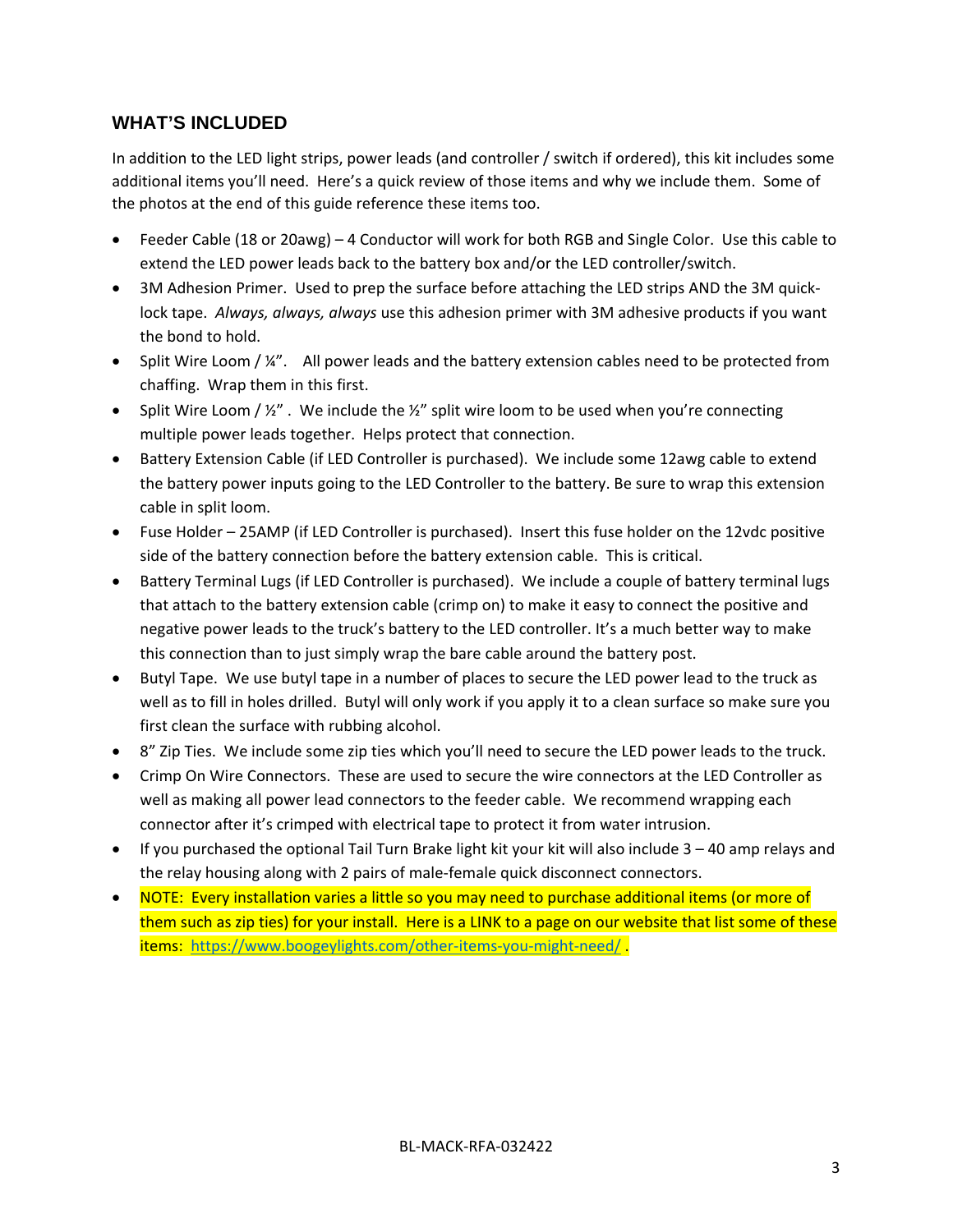## WHAT'S INCLUDED

In addition to the LED light strips, power leads (and controller / switch if ordered), this kit includes some additional items you'll need. Here's a quick review of those items and why we include them. Some of the photos at the end of this guide reference these items too.

- Feeder Cable (18 or 20awg) – 4 Conductor will work for both RGB and Single Color. Use this cable to extend the LED power leads back to the battery box and/or the LED controller/switch.
- 3M Adhesion Primer. Used to prep the surface before attaching the LED strips AND the 3M quick-lock tape. *Always, always, always* use this adhesion primer with 3M adhesive products if you want the bond to hold.
- Split Wire Loom / ¼". All power leads and the battery extension cables need to be protected from chaffing. Wrap them in this first.
- Split Wire Loom / ½". We include the ½" split wire loom to be used when you're connecting multiple power leads together. Helps protect that connection.
- Battery Extension Cable (if LED Controller is purchased). We include some 12awg cable to extend the battery power inputs going to the LED Controller to the battery. Be sure to wrap this extension cable in split loom.
- Fuse Holder – 25AMP (if LED Controller is purchased). Insert this fuse holder on the 12vdc positive side of the battery connection before the battery extension cable. This is critical.
- Battery Terminal Lugs (if LED Controller is purchased). We include a couple of battery terminal lugs that attach to the battery extension cable (crimp on) to make it easy to connect the positive and negative power leads to the truck's battery to the LED controller. It's a much better way to make this connection than to just simply wrap the bare cable around the battery post.
- Butyl Tape. We use butyl tape in a number of places to secure the LED power lead to the truck as well as to fill in holes drilled. Butyl will only work if you apply it to a clean surface so make sure you first clean the surface with rubbing alcohol.
- 8" Zip Ties. We include some zip ties which you'll need to secure the LED power leads to the truck.
- Crimp On Wire Connectors. These are used to secure the wire connectors at the LED Controller as well as making all power lead connectors to the feeder cable. We recommend wrapping each connector after it's crimped with electrical tape to protect it from water intrusion.
- If you purchased the optional Tail Turn Brake light kit your kit will also include 3 – 40 amp relays and the relay housing along with 2 pairs of male-female quick disconnect connectors.
- NOTE: Every installation varies a little so you may need to purchase additional items (or more of them such as zip ties) for your install. Here is a LINK to a page on our website that list some of these items: https://www.boogeylights.com/other-items-you-might-need/ .

BL-MACK-RFA-032422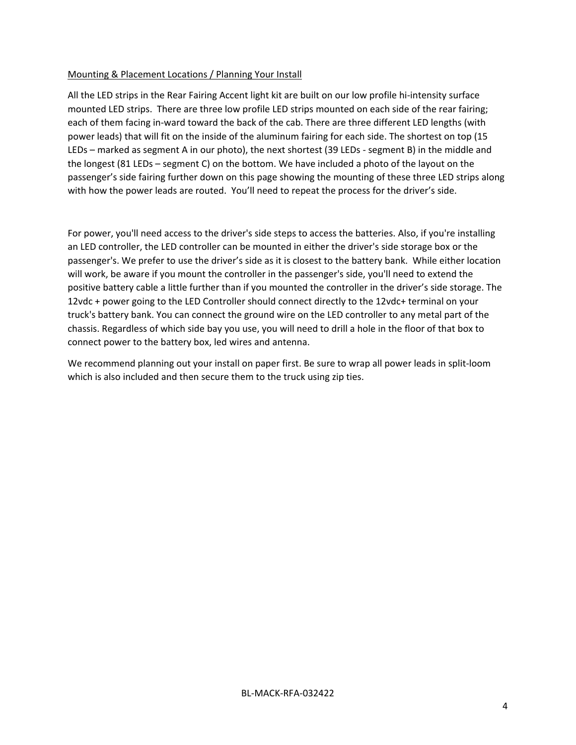## Mounting & Placement Locations / Planning Your Install

All the LED strips in the Rear Fairing Accent light kit are built on our low profile hi-intensity surface mounted LED strips.  There are three low profile LED strips mounted on each side of the rear fairing; each of them facing in-ward toward the back of the cab. There are three different LED lengths (with power leads) that will fit on the inside of the aluminum fairing for each side. The shortest on top (15 LEDs – marked as segment A in our photo), the next shortest (39 LEDs - segment B) in the middle and the longest (81 LEDs – segment C) on the bottom. We have included a photo of the layout on the passenger's side fairing further down on this page showing the mounting of these three LED strips along with how the power leads are routed.  You'll need to repeat the process for the driver's side.

For power, you'll need access to the driver's side steps to access the batteries. Also, if you're installing an LED controller, the LED controller can be mounted in either the driver's side storage box or the passenger's. We prefer to use the driver's side as it is closest to the battery bank.  While either location will work, be aware if you mount the controller in the passenger's side, you'll need to extend the positive battery cable a little further than if you mounted the controller in the driver's side storage. The 12vdc + power going to the LED Controller should connect directly to the 12vdc+ terminal on your truck's battery bank. You can connect the ground wire on the LED controller to any metal part of the chassis. Regardless of which side bay you use, you will need to drill a hole in the floor of that box to connect power to the battery box, led wires and antenna.

We recommend planning out your install on paper first. Be sure to wrap all power leads in split-loom which is also included and then secure them to the truck using zip ties.

BL-MACK-RFA-032422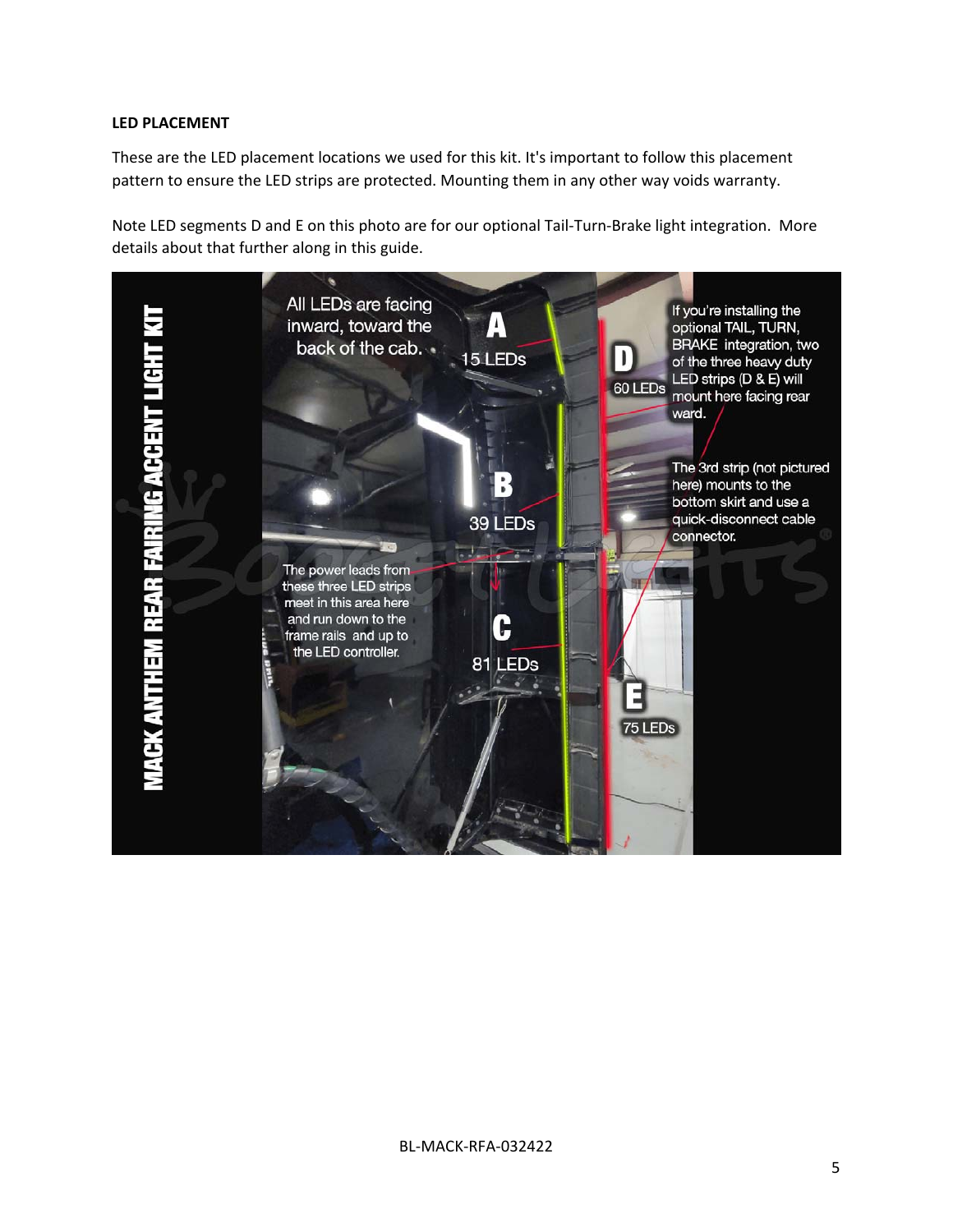**LED PLACEMENT**

These are the LED placement locations we used for this kit. It's important to follow this placement pattern to ensure the LED strips are protected. Mounting them in any other way voids warranty.

Note LED segments D and E on this photo are for our optional Tail-Turn-Brake light integration. More details about that further along in this guide.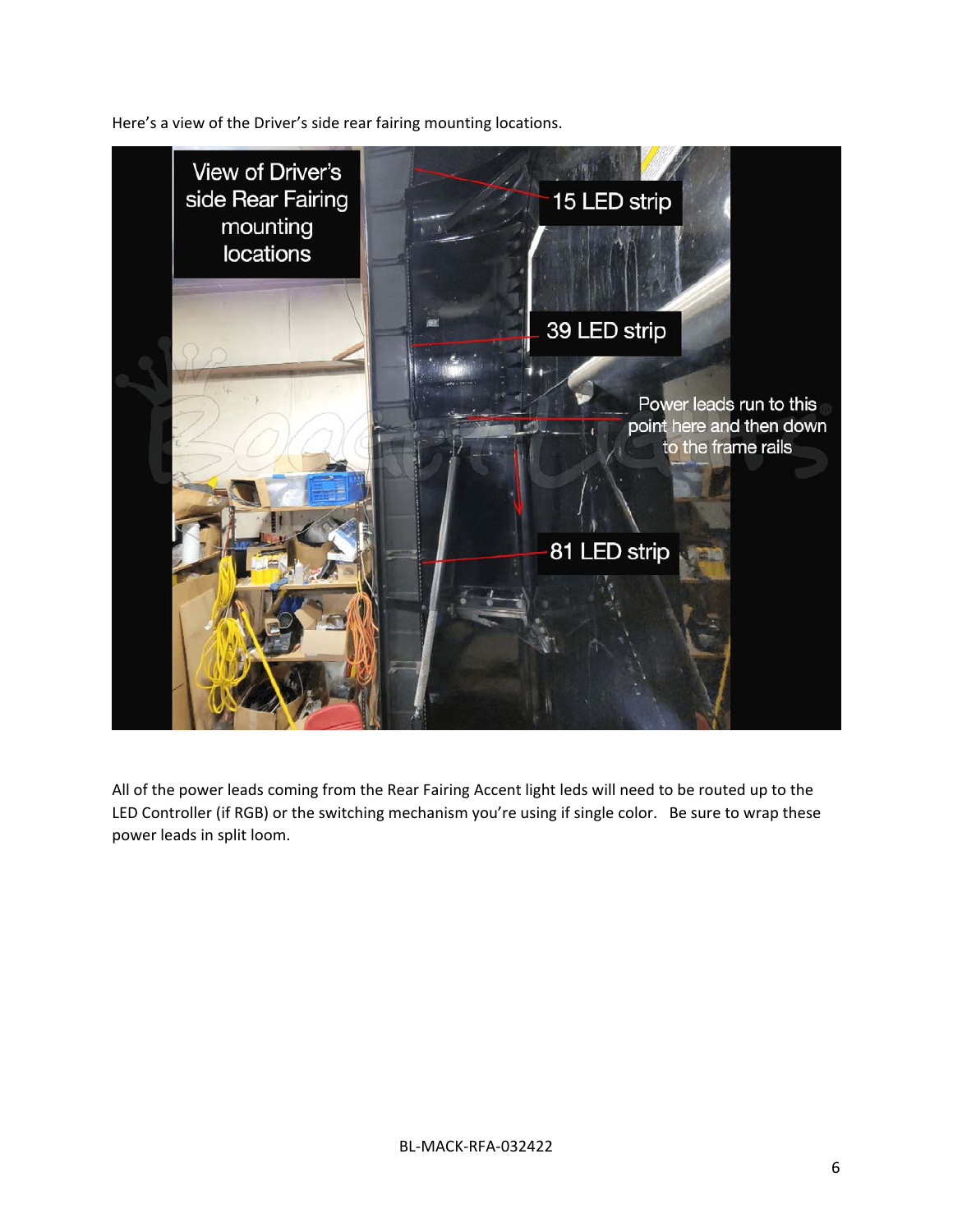Here's a view of the Driver's side rear fairing mounting locations.

View of Driver's side Rear Fairing mounting locations

15 LED strip

39 LED strip

Power leads run to this point here and then down to the frame rails

81 LED strip

All of the power leads coming from the Rear Fairing Accent light leds will need to be routed up to the LED Controller (if RGB) or the switching mechanism you're using if single color. Be sure to wrap these power leads in split loom.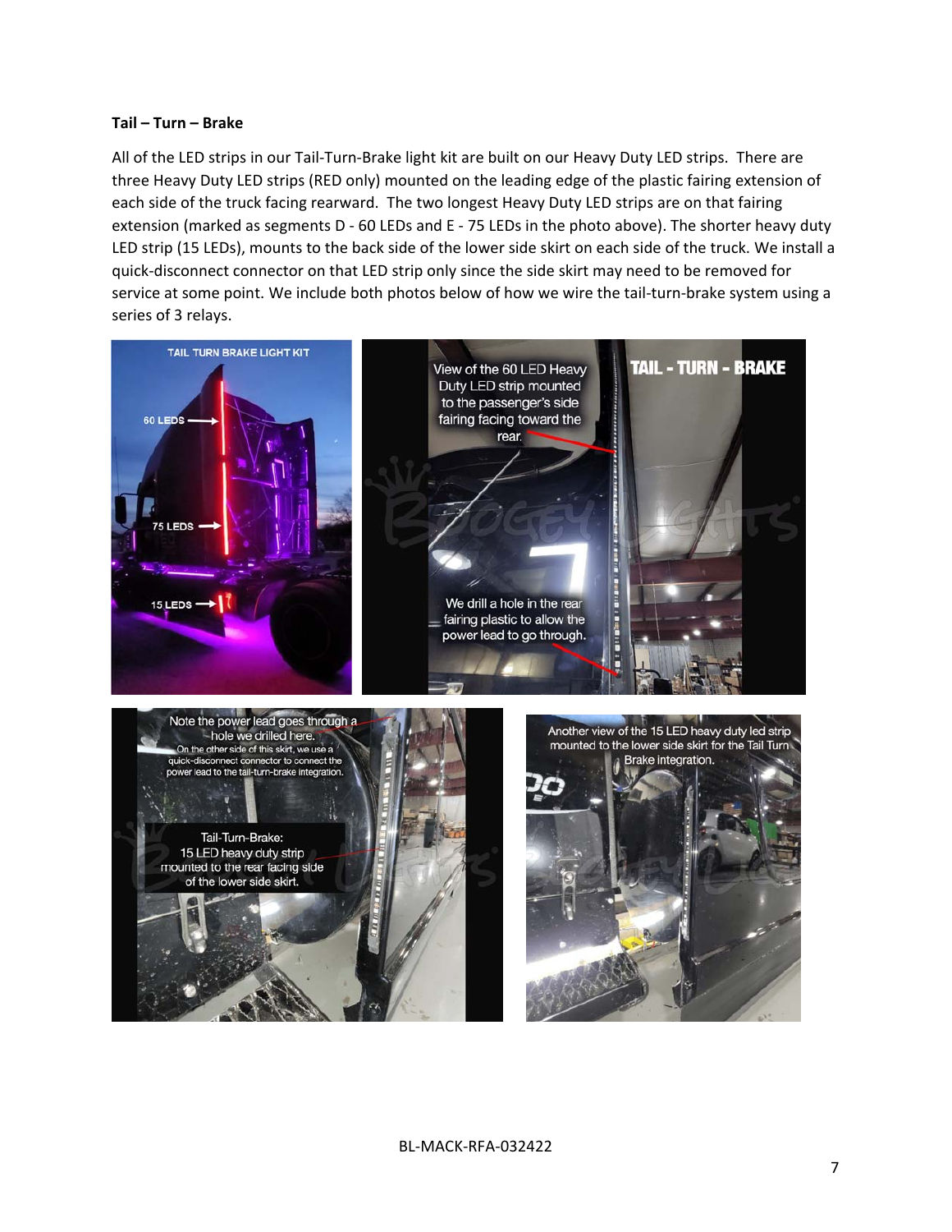**Tail – Turn – Brake**

All of the LED strips in our Tail-Turn-Brake light kit are built on our Heavy Duty LED strips. There are three Heavy Duty LED strips (RED only) mounted on the leading edge of the plastic fairing extension of each side of the truck facing rearward. The two longest Heavy Duty LED strips are on that fairing extension (marked as segments D - 60 LEDs and E - 75 LEDs in the photo above). The shorter heavy duty LED strip (15 LEDs), mounts to the back side of the lower side skirt on each side of the truck. We install a quick-disconnect connector on that LED strip only since the side skirt may need to be removed for service at some point. We include both photos below of how we wire the tail-turn-brake system using a series of 3 relays.

BL-MACK-RFA-032422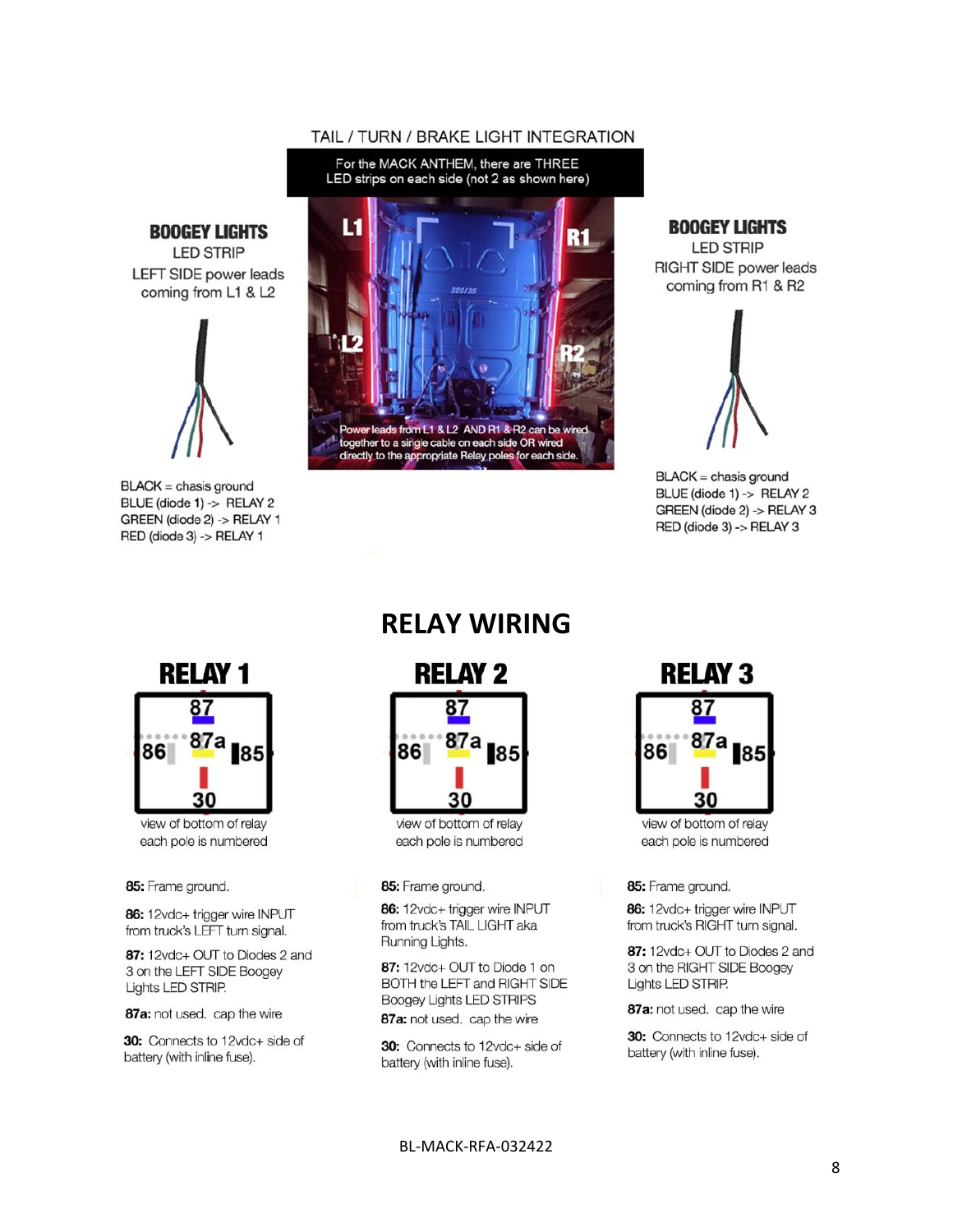## TAIL / TURN / BRAKE LIGHT INTEGRATION

For the MACK ANTHEM, there are THREE LED strips on each side (not 2 as shown here)

L1 R1 L2 R2

Power leads from L1 & L2 AND R1 & R2 can be wired together to a single cable on each side OR wired directly to the appropriate Relay poles for each side.

### BOOGEY LIGHTS

LED STRIP
LEFT SIDE power leads coming from L1 & L2

BLACK = chasis ground
BLUE (diode 1) -> RELAY 2
GREEN (diode 2) -> RELAY 1
RED (diode 3) -> RELAY 1

### BOOGEY LIGHTS

LED STRIP
RIGHT SIDE power leads coming from R1 & R2

BLACK = chasis ground
BLUE (diode 1) -> RELAY 2
GREEN (diode 2) -> RELAY 3
RED (diode 3) -> RELAY 3

## RELAY WIRING

### RELAY 1

87
86 87a 85
30

view of bottom of relay
each pole is numbered

**85:** Frame ground.

**86:** 12vdc+ trigger wire INPUT from truck's LEFT turn signal.

**87:** 12vdc+ OUT to Diodes 2 and 3 on the LEFT SIDE Boogey Lights LED STRIP.

**87a:** not used. cap the wire

**30:** Connects to 12vdc+ side of battery (with inline fuse).

### RELAY 2

87
86 87a 85
30

view of bottom of relay
each pole is numbered

**85:** Frame ground.

**86:** 12vdc+ trigger wire INPUT from truck's TAIL LIGHT aka Running Lights.

**87:** 12vdc+ OUT to Diode 1 on BOTH the LEFT and RIGHT SIDE Boogey Lights LED STRIPS

**87a:** not used. cap the wire

**30:** Connects to 12vdc+ side of battery (with inline fuse).

### RELAY 3

87
86 87a 85
30

view of bottom of relay
each pole is numbered

**85:** Frame ground.

**86:** 12vdc+ trigger wire INPUT from truck's RIGHT turn signal.

**87:** 12vdc+ OUT to Diodes 2 and 3 on the RIGHT SIDE Boogey Lights LED STRIP.

**87a:** not used. cap the wire

**30:** Connects to 12vdc+ side of battery (with inline fuse).

BL-MACK-RFA-032422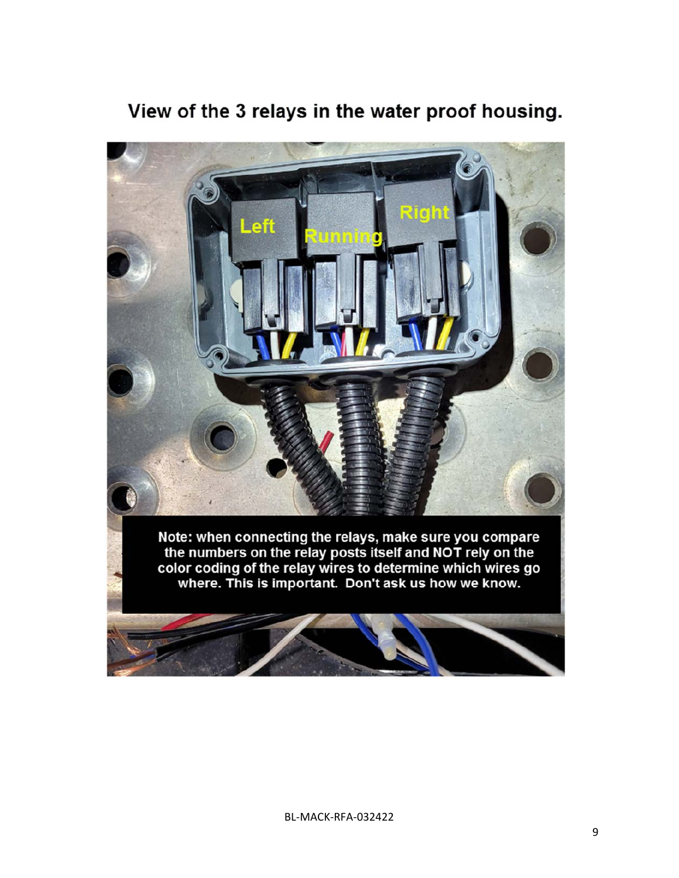# View of the 3 relays in the water proof housing.

Left

Running

Right

**Note: when connecting the relays, make sure you compare the numbers on the relay posts itself and NOT rely on the color coding of the relay wires to determine which wires go where. This is important. Don't ask us how we know.**

BL-MACK-RFA-032422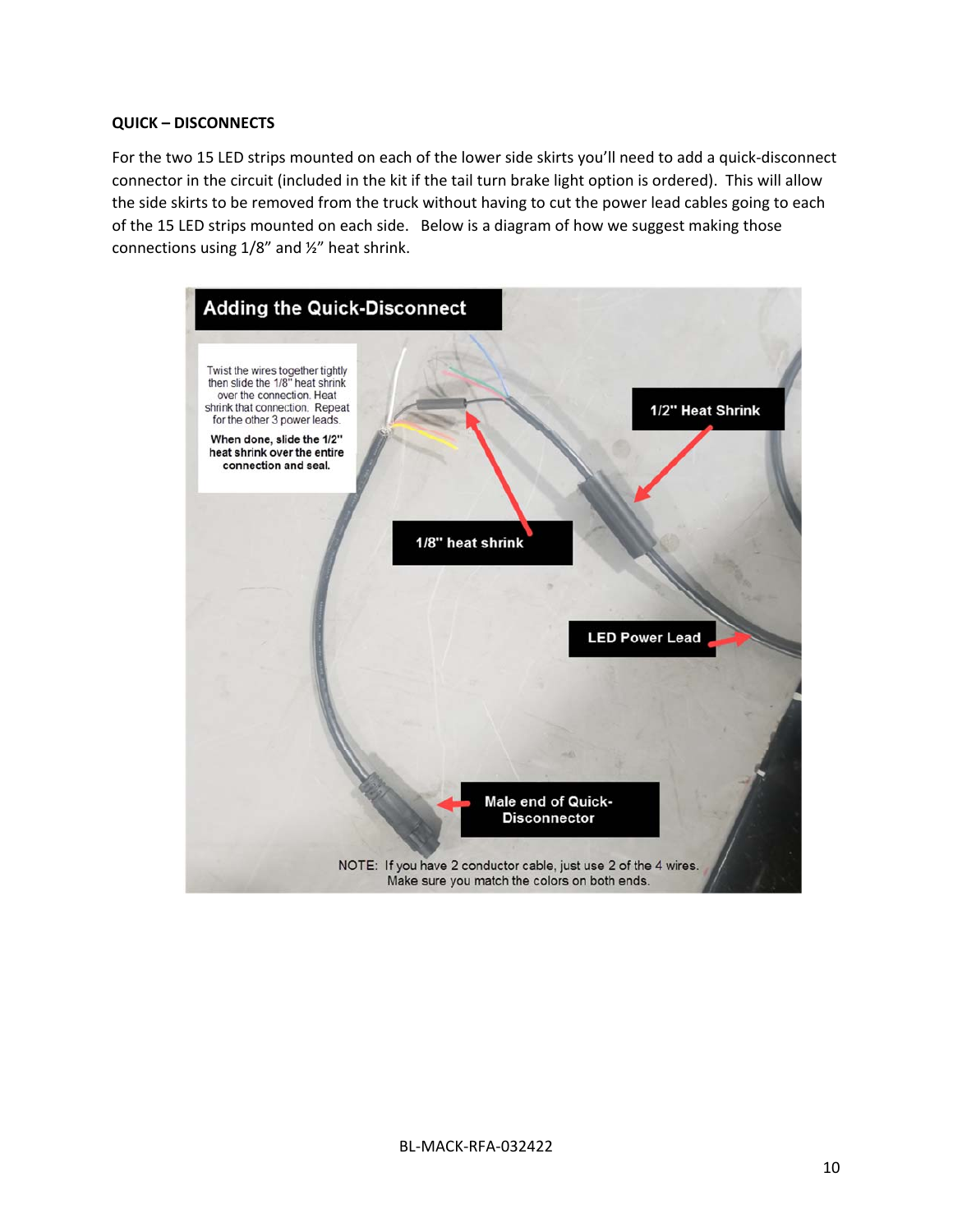**QUICK – DISCONNECTS**

For the two 15 LED strips mounted on each of the lower side skirts you'll need to add a quick-disconnect connector in the circuit (included in the kit if the tail turn brake light option is ordered). This will allow the side skirts to be removed from the truck without having to cut the power lead cables going to each of the 15 LED strips mounted on each side. Below is a diagram of how we suggest making those connections using 1/8" and ½" heat shrink.

**Adding the Quick-Disconnect**

Twist the wires together tightly then slide the 1/8" heat shrink over the connection. Heat shrink that connection. Repeat for the other 3 power leads.

**When done, slide the 1/2" heat shrink over the entire connection and seal.**

**1/2" Heat Shrink**

**1/8" heat shrink**

**LED Power Lead**

**Male end of Quick-Disconnector**

NOTE: If you have 2 conductor cable, just use 2 of the 4 wires. Make sure you match the colors on both ends.

BL-MACK-RFA-032422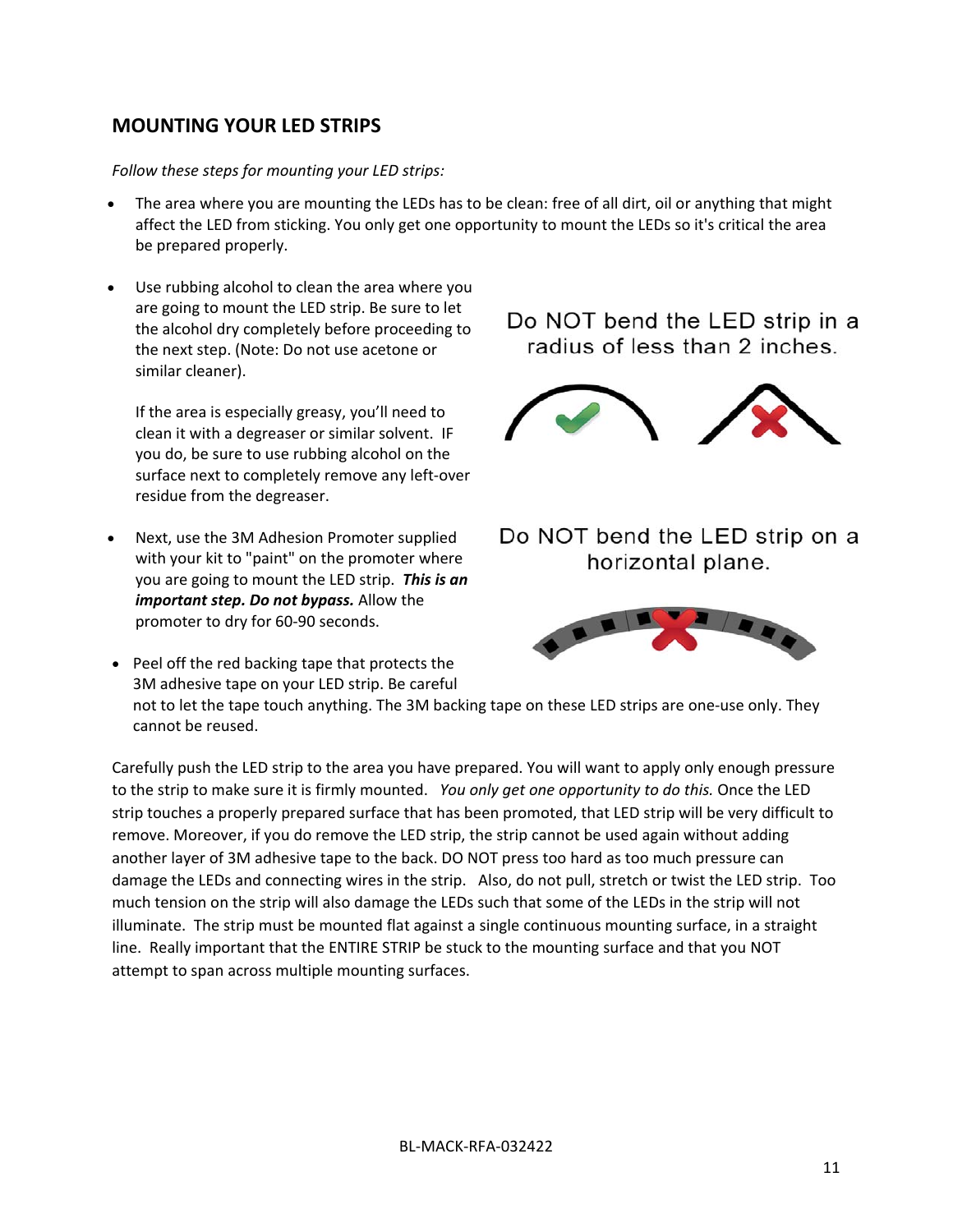## MOUNTING YOUR LED STRIPS

*Follow these steps for mounting your LED strips:*

- The area where you are mounting the LEDs has to be clean: free of all dirt, oil or anything that might affect the LED from sticking. You only get one opportunity to mount the LEDs so it's critical the area be prepared properly.

- Use rubbing alcohol to clean the area where you are going to mount the LED strip. Be sure to let the alcohol dry completely before proceeding to the next step. (Note: Do not use acetone or similar cleaner).

  If the area is especially greasy, you'll need to clean it with a degreaser or similar solvent. IF you do, be sure to use rubbing alcohol on the surface next to completely remove any left-over residue from the degreaser.

- Next, use the 3M Adhesion Promoter supplied with your kit to "paint" on the promoter where you are going to mount the LED strip. ***This is an important step. Do not bypass.*** Allow the promoter to dry for 60-90 seconds.

- Peel off the red backing tape that protects the 3M adhesive tape on your LED strip. Be careful not to let the tape touch anything. The 3M backing tape on these LED strips are one-use only. They cannot be reused.

Do NOT bend the LED strip in a radius of less than 2 inches.

Do NOT bend the LED strip on a horizontal plane.

Carefully push the LED strip to the area you have prepared. You will want to apply only enough pressure to the strip to make sure it is firmly mounted. *You only get one opportunity to do this.* Once the LED strip touches a properly prepared surface that has been promoted, that LED strip will be very difficult to remove. Moreover, if you do remove the LED strip, the strip cannot be used again without adding another layer of 3M adhesive tape to the back. DO NOT press too hard as too much pressure can damage the LEDs and connecting wires in the strip. Also, do not pull, stretch or twist the LED strip. Too much tension on the strip will also damage the LEDs such that some of the LEDs in the strip will not illuminate. The strip must be mounted flat against a single continuous mounting surface, in a straight line. Really important that the ENTIRE STRIP be stuck to the mounting surface and that you NOT attempt to span across multiple mounting surfaces.

BL-MACK-RFA-032422